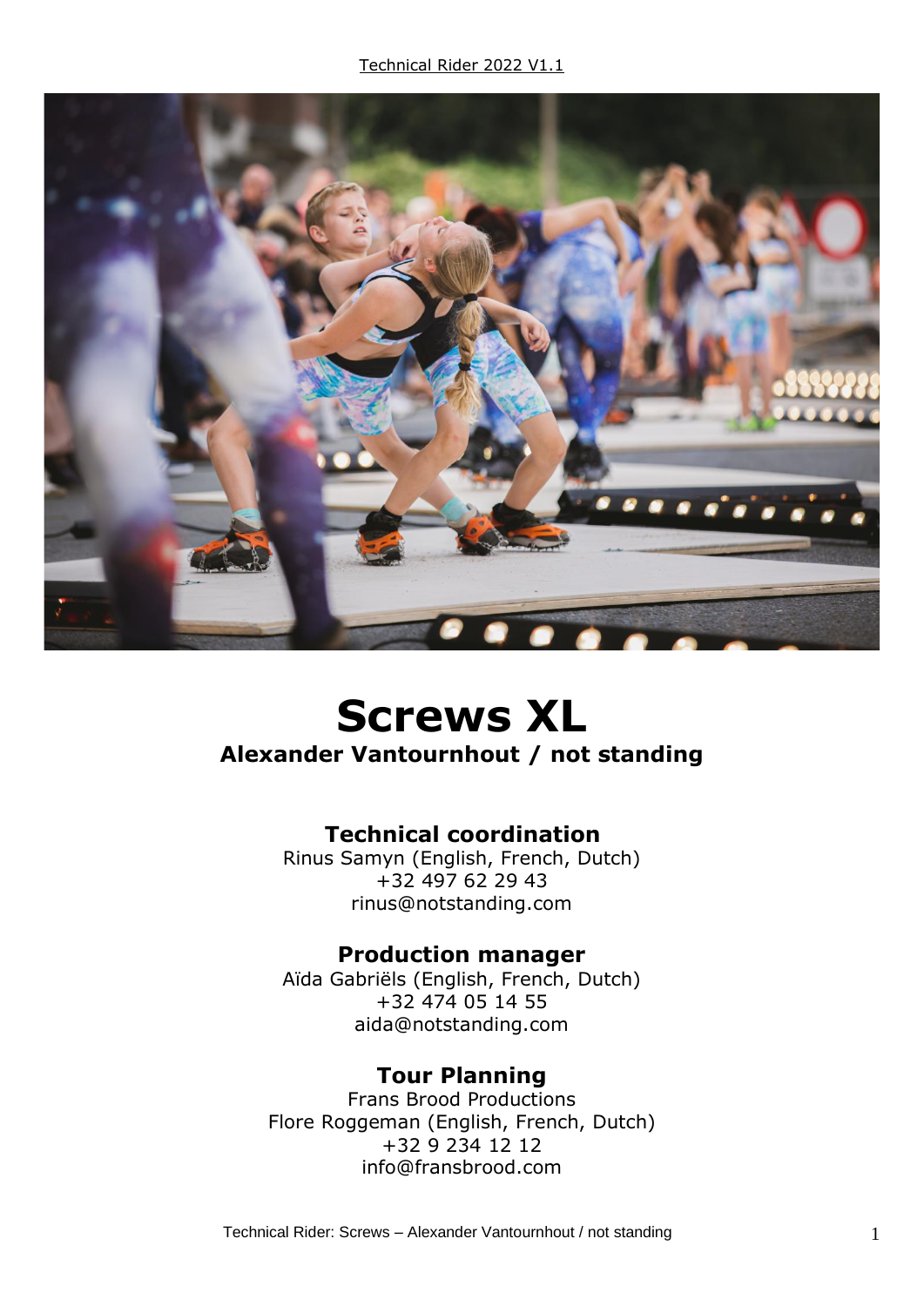# Screws XL

**Alexander Vantournhout / not standing**

## Technical coordination

Rinus Samyn (English, French, Dutch)
+32 497 62 29 43
rinus@notstanding.com

## Production manager

Aïda Gabriëls (English, French, Dutch)
+32 474 05 14 55
aida@notstanding.com

## Tour Planning

Frans Brood Productions
Flore Roggeman (English, French, Dutch)
+32 9 234 12 12
info@fransbrood.com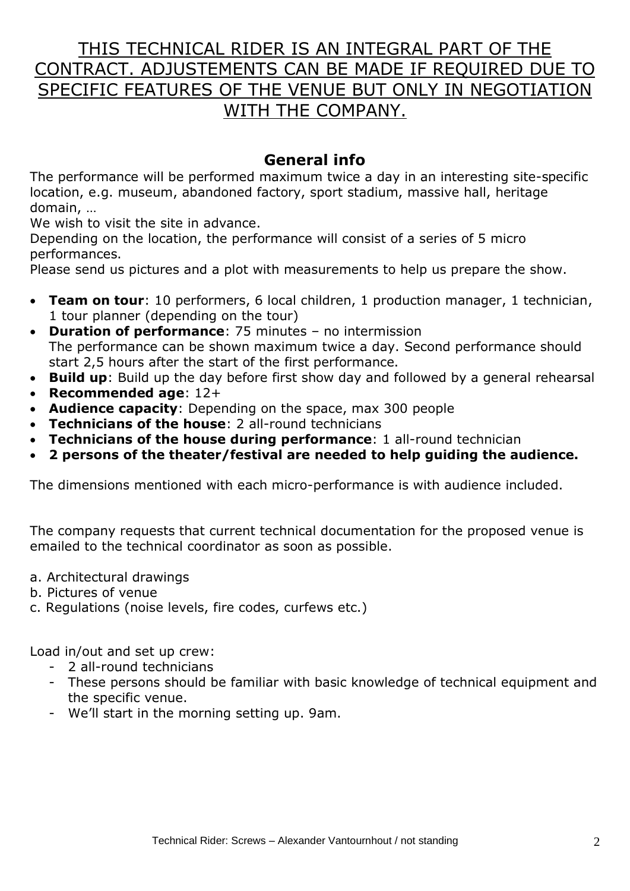THIS TECHNICAL RIDER IS AN INTEGRAL PART OF THE CONTRACT. ADJUSTEMENTS CAN BE MADE IF REQUIRED DUE TO SPECIFIC FEATURES OF THE VENUE BUT ONLY IN NEGOTIATION WITH THE COMPANY.

## General info

The performance will be performed maximum twice a day in an interesting site-specific location, e.g. museum, abandoned factory, sport stadium, massive hall, heritage domain, …

We wish to visit the site in advance.

Depending on the location, the performance will consist of a series of 5 micro performances.

Please send us pictures and a plot with measurements to help us prepare the show.

- **Team on tour**: 10 performers, 6 local children, 1 production manager, 1 technician, 1 tour planner (depending on the tour)
- **Duration of performance**: 75 minutes – no intermission
  The performance can be shown maximum twice a day. Second performance should start 2,5 hours after the start of the first performance.
- **Build up**: Build up the day before first show day and followed by a general rehearsal
- **Recommended age**: 12+
- **Audience capacity**: Depending on the space, max 300 people
- **Technicians of the house**: 2 all-round technicians
- **Technicians of the house during performance**: 1 all-round technician
- **2 persons of the theater/festival are needed to help guiding the audience.**

The dimensions mentioned with each micro-performance is with audience included.

The company requests that current technical documentation for the proposed venue is emailed to the technical coordinator as soon as possible.

a. Architectural drawings
b. Pictures of venue
c. Regulations (noise levels, fire codes, curfews etc.)

Load in/out and set up crew:

- 2 all-round technicians
- These persons should be familiar with basic knowledge of technical equipment and the specific venue.
- We'll start in the morning setting up. 9am.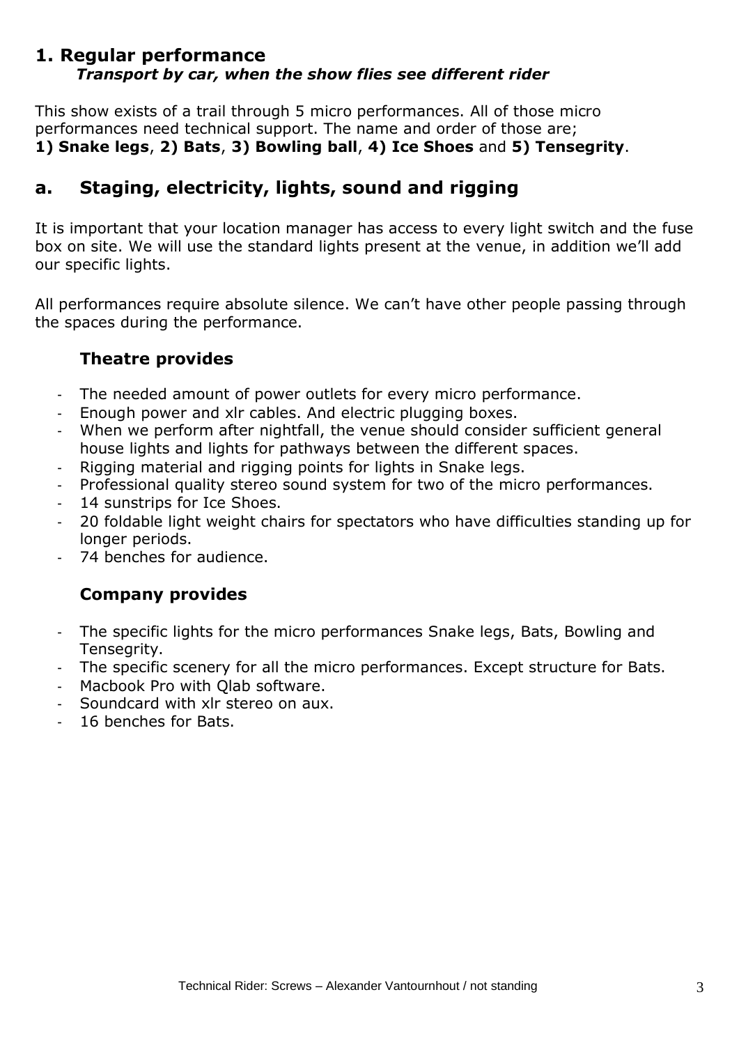# 1. Regular performance

***Transport by car, when the show flies see different rider***

This show exists of a trail through 5 micro performances. All of those micro performances need technical support. The name and order of those are;
**1) Snake legs**, **2) Bats**, **3) Bowling ball**, **4) Ice Shoes** and **5) Tensegrity**.

## a. Staging, electricity, lights, sound and rigging

It is important that your location manager has access to every light switch and the fuse box on site. We will use the standard lights present at the venue, in addition we'll add our specific lights.

All performances require absolute silence. We can't have other people passing through the spaces during the performance.

### Theatre provides

- The needed amount of power outlets for every micro performance.
- Enough power and xlr cables. And electric plugging boxes.
- When we perform after nightfall, the venue should consider sufficient general house lights and lights for pathways between the different spaces.
- Rigging material and rigging points for lights in Snake legs.
- Professional quality stereo sound system for two of the micro performances.
- 14 sunstrips for Ice Shoes.
- 20 foldable light weight chairs for spectators who have difficulties standing up for longer periods.
- 74 benches for audience.

### Company provides

- The specific lights for the micro performances Snake legs, Bats, Bowling and Tensegrity.
- The specific scenery for all the micro performances. Except structure for Bats.
- Macbook Pro with Qlab software.
- Soundcard with xlr stereo on aux.
- 16 benches for Bats.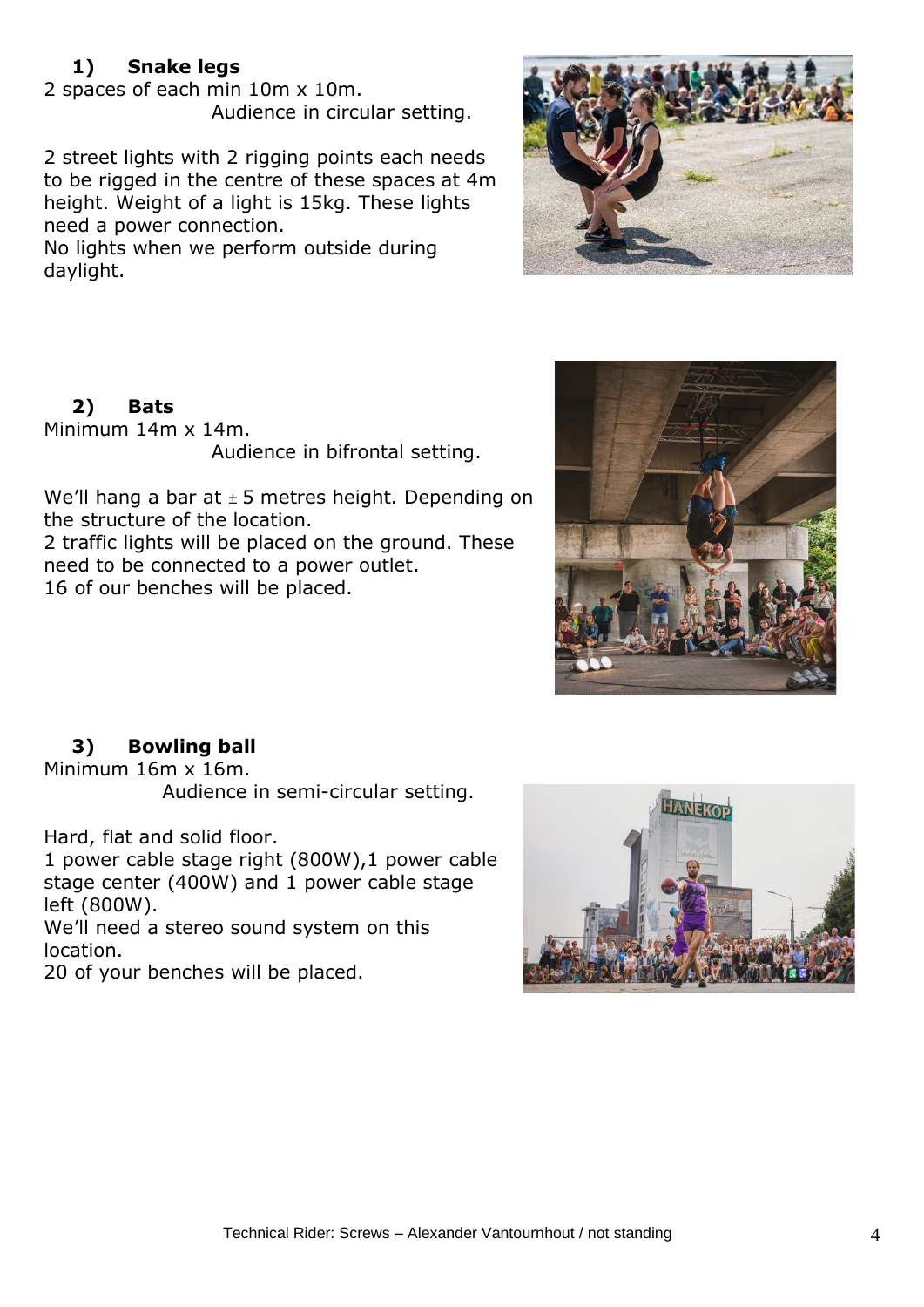## 1) Snake legs

2 spaces of each min 10m x 10m.
Audience in circular setting.

2 street lights with 2 rigging points each needs to be rigged in the centre of these spaces at 4m height. Weight of a light is 15kg. These lights need a power connection.
No lights when we perform outside during daylight.

## 2) Bats

Minimum 14m x 14m.
Audience in bifrontal setting.

We'll hang a bar at ± 5 metres height. Depending on the structure of the location.
2 traffic lights will be placed on the ground. These need to be connected to a power outlet.
16 of our benches will be placed.

## 3) Bowling ball

Minimum 16m x 16m.
Audience in semi-circular setting.

Hard, flat and solid floor.
1 power cable stage right (800W),1 power cable stage center (400W) and 1 power cable stage left (800W).
We'll need a stereo sound system on this location.
20 of your benches will be placed.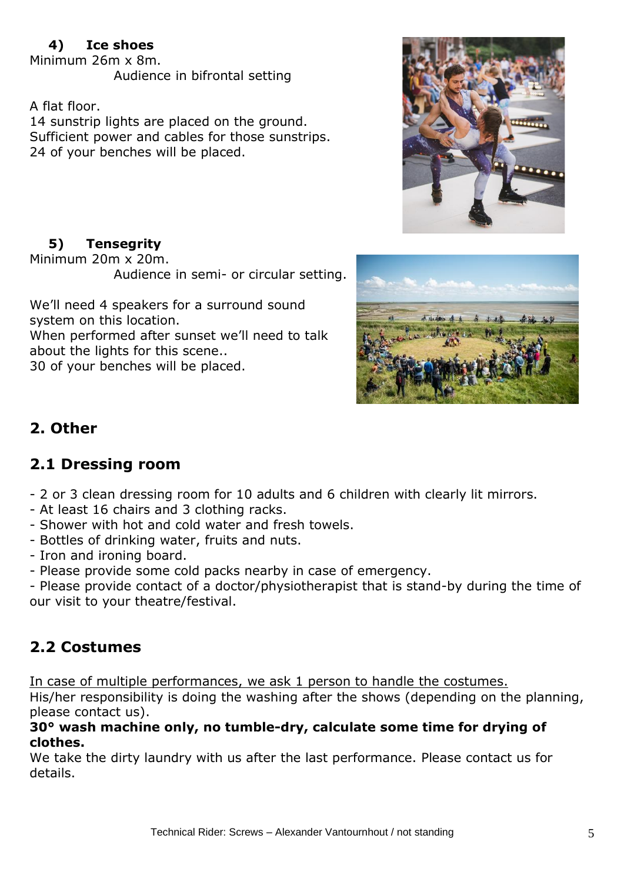#### 4) Ice shoes

Minimum 26m x 8m.
Audience in bifrontal setting

A flat floor.
14 sunstrip lights are placed on the ground.
Sufficient power and cables for those sunstrips.
24 of your benches will be placed.

#### 5) Tensegrity

Minimum 20m x 20m.
Audience in semi- or circular setting.

We'll need 4 speakers for a surround sound system on this location.
When performed after sunset we'll need to talk about the lights for this scene..
30 of your benches will be placed.

## 2. Other

### 2.1 Dressing room

- 2 or 3 clean dressing room for 10 adults and 6 children with clearly lit mirrors.
- At least 16 chairs and 3 clothing racks.
- Shower with hot and cold water and fresh towels.
- Bottles of drinking water, fruits and nuts.
- Iron and ironing board.
- Please provide some cold packs nearby in case of emergency.
- Please provide contact of a doctor/physiotherapist that is stand-by during the time of our visit to your theatre/festival.

### 2.2 Costumes

In case of multiple performances, we ask 1 person to handle the costumes.
His/her responsibility is doing the washing after the shows (depending on the planning, please contact us).
**30° wash machine only, no tumble-dry, calculate some time for drying of clothes.**
We take the dirty laundry with us after the last performance. Please contact us for details.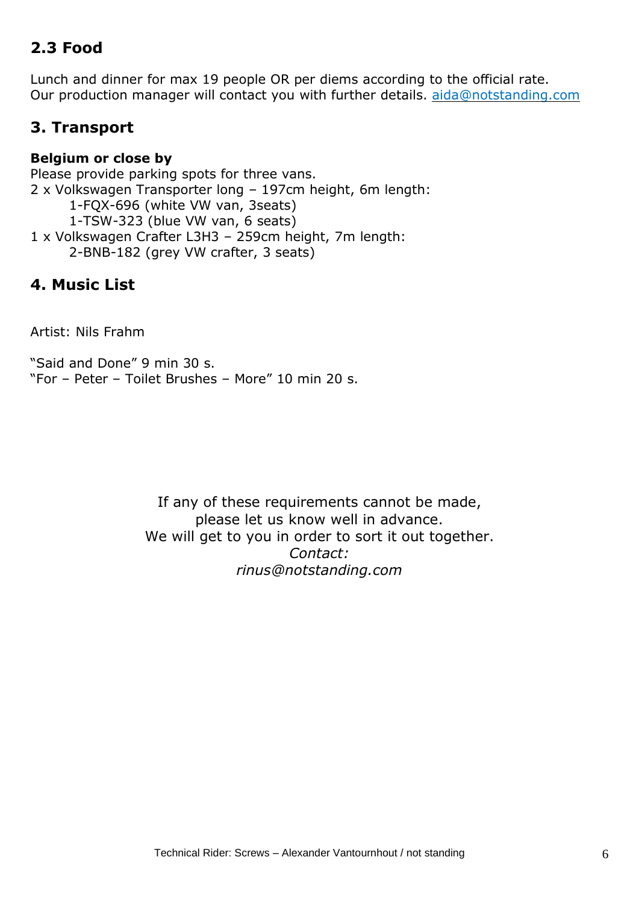## 2.3 Food

Lunch and dinner for max 19 people OR per diems according to the official rate.
Our production manager will contact you with further details. aida@notstanding.com

## 3. Transport

**Belgium or close by**

Please provide parking spots for three vans.
2 x Volkswagen Transporter long – 197cm height, 6m length:

- 1-FQX-696 (white VW van, 3seats)
- 1-TSW-323 (blue VW van, 6 seats)

1 x Volkswagen Crafter L3H3 – 259cm height, 7m length:

- 2-BNB-182 (grey VW crafter, 3 seats)

## 4. Music List

Artist: Nils Frahm

"Said and Done" 9 min 30 s.
"For – Peter – Toilet Brushes – More" 10 min 20 s.

If any of these requirements cannot be made,
please let us know well in advance.
We will get to you in order to sort it out together.
*Contact:*
*rinus@notstanding.com*